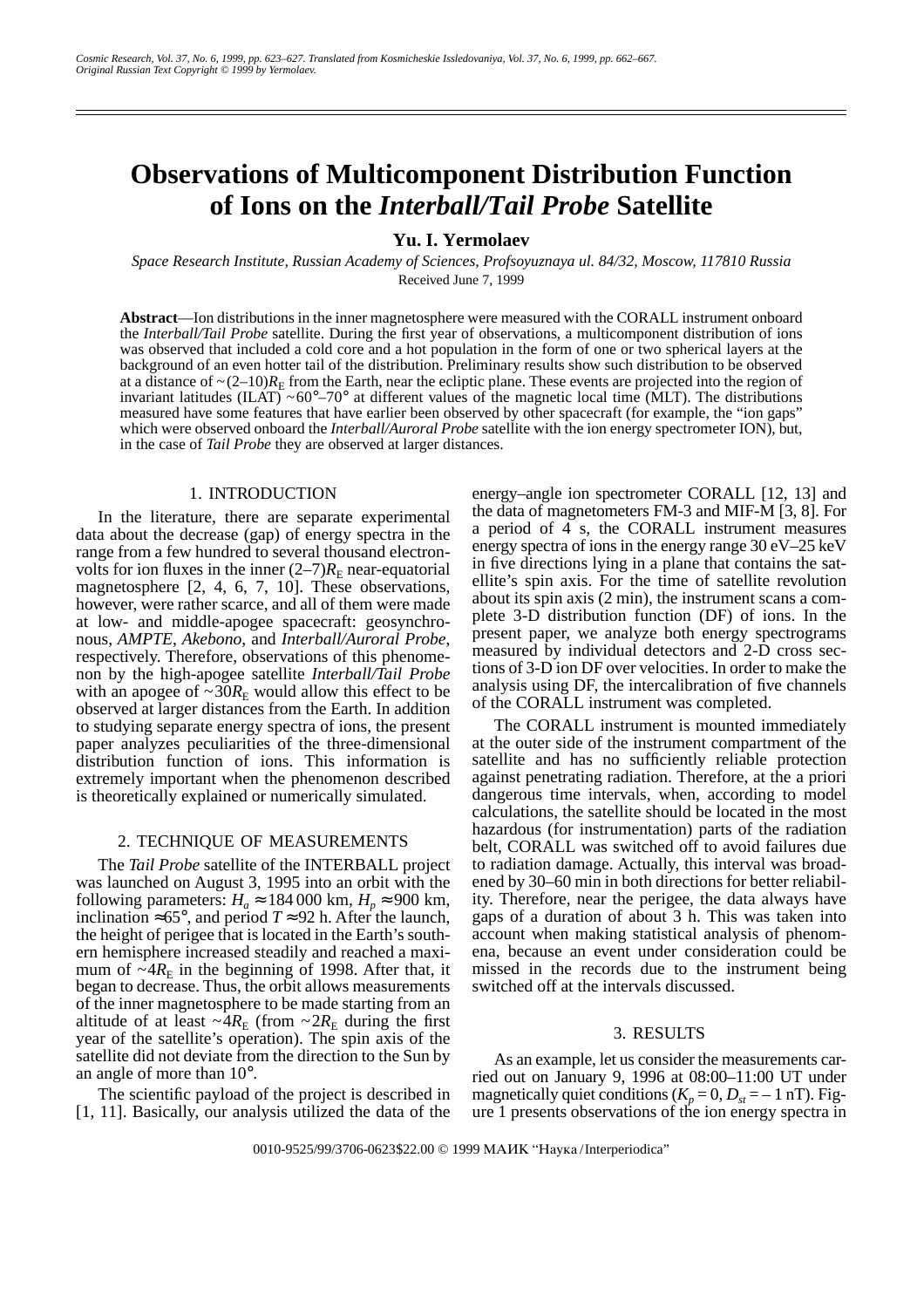# Observations of Multicomponent Distribution Function of Ions on the *Interball/Tail Probe* Satellite

**Yu. I. Yermolaev**

*Space Research Institute, Russian Academy of Sciences, Profsoyuznaya ul. 84/32, Moscow, 117810 Russia*

Received June 7, 1999

**Abstract**—Ion distributions in the inner magnetosphere were measured with the CORALL instrument onboard the *Interball/Tail Probe* satellite. During the first year of observations, a multicomponent distribution of ions was observed that included a cold core and a hot population in the form of one or two spherical layers at the background of an even hotter tail of the distribution. Preliminary results show such distribution to be observed at a distance of ~(2–10)$R_E$ from the Earth, near the ecliptic plane. These events are projected into the region of invariant latitudes (ILAT) ~60°–70° at different values of the magnetic local time (MLT). The distributions measured have some features that have earlier been observed by other spacecraft (for example, the "ion gaps" which were observed onboard the *Interball/Auroral Probe* satellite with the ion energy spectrometer ION), but, in the case of *Tail Probe* they are observed at larger distances.

## 1. INTRODUCTION

In the literature, there are separate experimental data about the decrease (gap) of energy spectra in the range from a few hundred to several thousand electron-volts for ion fluxes in the inner (2–7)$R_E$ near-equatorial magnetosphere [2, 4, 6, 7, 10]. These observations, however, were rather scarce, and all of them were made at low- and middle-apogee spacecraft: geosynchronous, *AMPTE*, *Akebono*, and *Interball/Auroral Probe*, respectively. Therefore, observations of this phenomenon by the high-apogee satellite *Interball/Tail Probe* with an apogee of ~30$R_E$ would allow this effect to be observed at larger distances from the Earth. In addition to studying separate energy spectra of ions, the present paper analyzes peculiarities of the three-dimensional distribution function of ions. This information is extremely important when the phenomenon described is theoretically explained or numerically simulated.

## 2. TECHNIQUE OF MEASUREMENTS

The *Tail Probe* satellite of the INTERBALL project was launched on August 3, 1995 into an orbit with the following parameters: $H_a \approx 184\,000$ km, $H_p \approx 900$ km, inclination ≈65°, and period $T \approx 92$ h. After the launch, the height of perigee that is located in the Earth's southern hemisphere increased steadily and reached a maximum of ~4$R_E$ in the beginning of 1998. After that, it began to decrease. Thus, the orbit allows measurements of the inner magnetosphere to be made starting from an altitude of at least ~4$R_E$ (from ~2$R_E$ during the first year of the satellite's operation). The spin axis of the satellite did not deviate from the direction to the Sun by an angle of more than 10°.

The scientific payload of the project is described in [1, 11]. Basically, our analysis utilized the data of the energy–angle ion spectrometer CORALL [12, 13] and the data of magnetometers FM-3 and MIF-M [3, 8]. For a period of 4 s, the CORALL instrument measures energy spectra of ions in the energy range 30 eV–25 keV in five directions lying in a plane that contains the satellite's spin axis. For the time of satellite revolution about its spin axis (2 min), the instrument scans a complete 3-D distribution function (DF) of ions. In the present paper, we analyze both energy spectrograms measured by individual detectors and 2-D cross sections of 3-D ion DF over velocities. In order to make the analysis using DF, the intercalibration of five channels of the CORALL instrument was completed.

The CORALL instrument is mounted immediately at the outer side of the instrument compartment of the satellite and has no sufficiently reliable protection against penetrating radiation. Therefore, at the a priori dangerous time intervals, when, according to model calculations, the satellite should be located in the most hazardous (for instrumentation) parts of the radiation belt, CORALL was switched off to avoid failures due to radiation damage. Actually, this interval was broadened by 30–60 min in both directions for better reliability. Therefore, near the perigee, the data always have gaps of a duration of about 3 h. This was taken into account when making statistical analysis of phenomena, because an event under consideration could be missed in the records due to the instrument being switched off at the intervals discussed.

## 3. RESULTS

As an example, let us consider the measurements carried out on January 9, 1996 at 08:00–11:00 UT under magnetically quiet conditions ($K_p = 0$, $D_{st} = -1$ nT). Figure 1 presents observations of the ion energy spectra in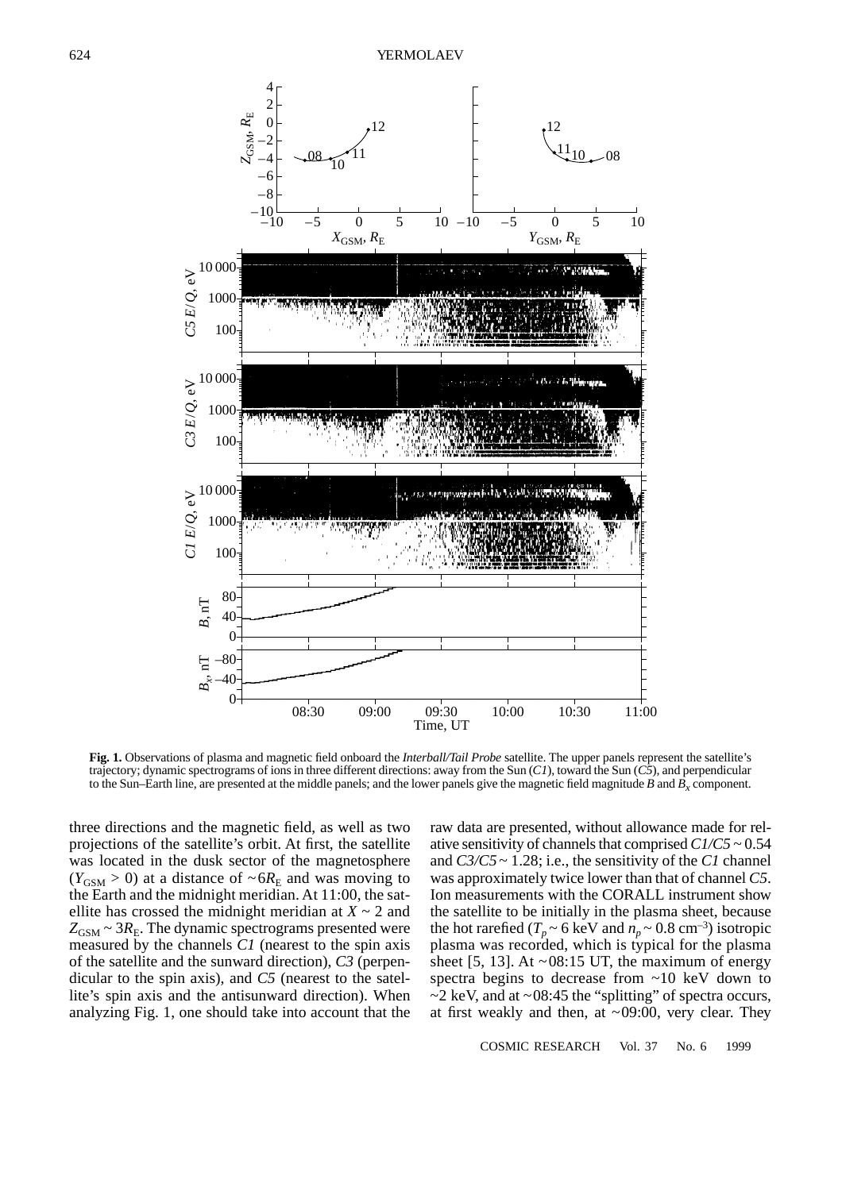**Fig. 1.** Observations of plasma and magnetic field onboard the *Interball/Tail Probe* satellite. The upper panels represent the satellite's trajectory; dynamic spectrograms of ions in three different directions: away from the Sun (*C1*), toward the Sun (*C5*), and perpendicular to the Sun–Earth line, are presented at the middle panels; and the lower panels give the magnetic field magnitude $B$ and $B_x$ component.

three directions and the magnetic field, as well as two projections of the satellite's orbit. At first, the satellite was located in the dusk sector of the magnetosphere ($Y_{GSM} > 0$) at a distance of $\sim 6R_E$ and was moving to the Earth and the midnight meridian. At 11:00, the satellite has crossed the midnight meridian at $X \sim 2$ and $Z_{GSM} \sim 3R_E$. The dynamic spectrograms presented were measured by the channels *C1* (nearest to the spin axis of the satellite and the sunward direction), *C3* (perpendicular to the spin axis), and *C5* (nearest to the satellite's spin axis and the antisunward direction). When analyzing Fig. 1, one should take into account that the raw data are presented, without allowance made for relative sensitivity of channels that comprised *C1/C5* ~ 0.54 and *C3/C5* ~ 1.28; i.e., the sensitivity of the *C1* channel was approximately twice lower than that of channel *C5*. Ion measurements with the CORALL instrument show the satellite to be initially in the plasma sheet, because the hot rarefied ($T_p \sim 6$ keV and $n_p \sim 0.8$ cm$^{-3}$) isotropic plasma was recorded, which is typical for the plasma sheet [5, 13]. At ~08:15 UT, the maximum of energy spectra begins to decrease from ~10 keV down to ~2 keV, and at ~08:45 the "splitting" of spectra occurs, at first weakly and then, at ~09:00, very clear. They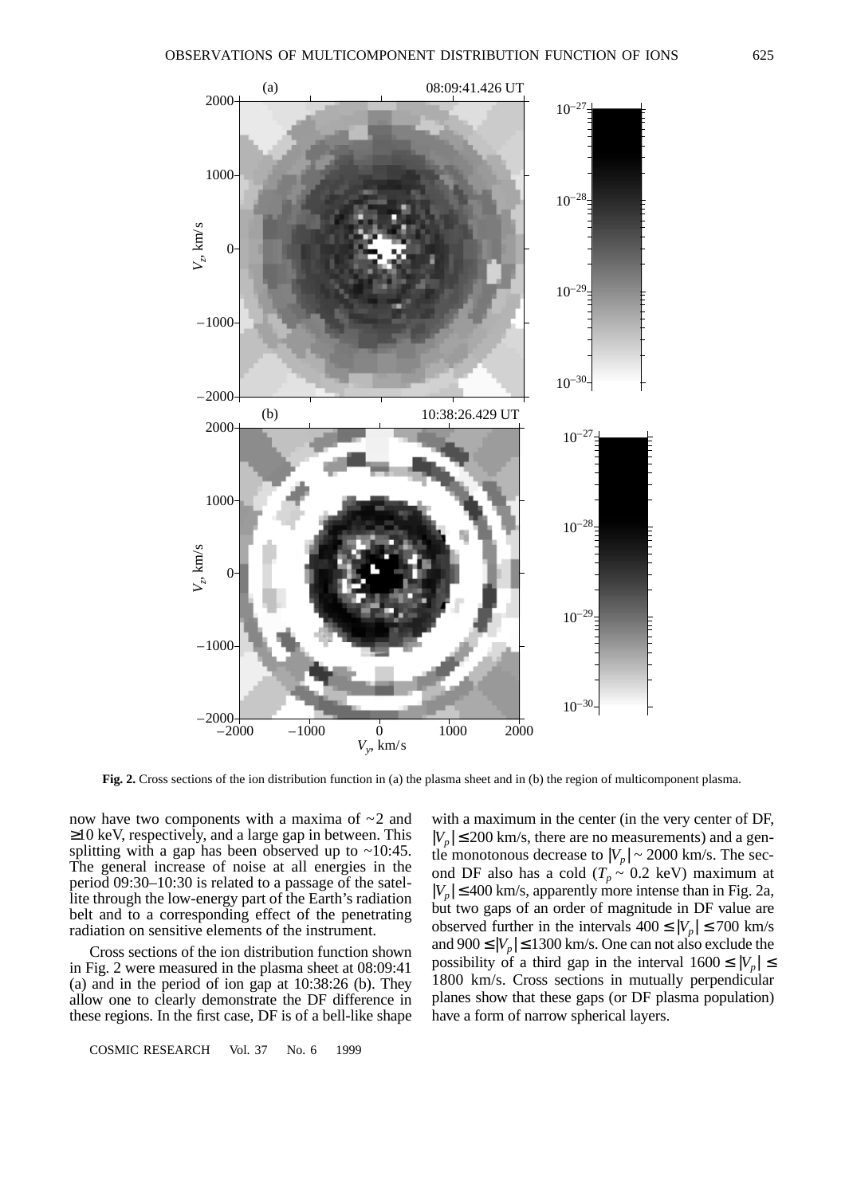**Fig. 2.** Cross sections of the ion distribution function in (a) the plasma sheet and in (b) the region of multicomponent plasma.

now have two components with a maxima of ~2 and ≥10 keV, respectively, and a large gap in between. This splitting with a gap has been observed up to ~10:45. The general increase of noise at all energies in the period 09:30–10:30 is related to a passage of the satellite through the low-energy part of the Earth's radiation belt and to a corresponding effect of the penetrating radiation on sensitive elements of the instrument.

Cross sections of the ion distribution function shown in Fig. 2 were measured in the plasma sheet at 08:09:41 (a) and in the period of ion gap at 10:38:26 (b). They allow one to clearly demonstrate the DF difference in these regions. In the first case, DF is of a bell-like shape with a maximum in the center (in the very center of DF, $|V_p| \leq 200$ km/s, there are no measurements) and a gentle monotonous decrease to $|V_p| \sim 2000$ km/s. The second DF also has a cold ($T_p \sim 0.2$ keV) maximum at $|V_p| \leq 400$ km/s, apparently more intense than in Fig. 2a, but two gaps of an order of magnitude in DF value are observed further in the intervals $400 \leq |V_p| \leq 700$ km/s and $900 \leq |V_p| \leq 1300$ km/s. One can not also exclude the possibility of a third gap in the interval $1600 \leq |V_p| \leq 1800$ km/s. Cross sections in mutually perpendicular planes show that these gaps (or DF plasma population) have a form of narrow spherical layers.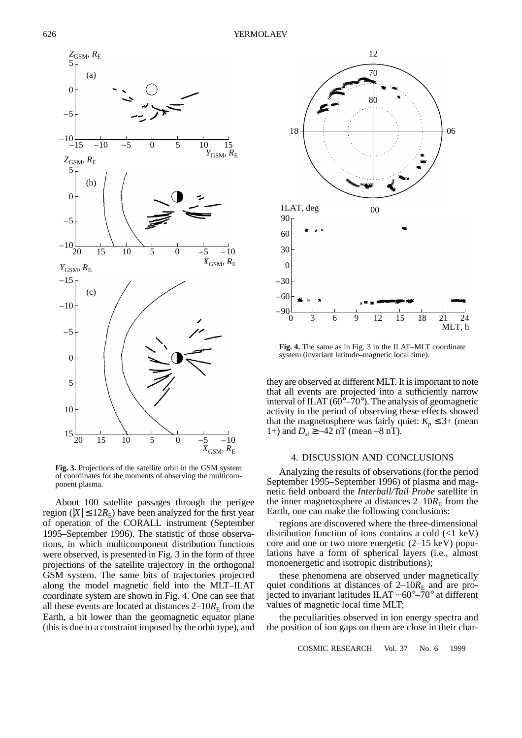**Fig. 3.** Projections of the satellite orbit in the GSM system of coordinates for the moments of observing the multicomponent plasma.

About 100 satellite passages through the perigee region ($|X| \leq 12R_E$) have been analyzed for the first year of operation of the CORALL instrument (September 1995–September 1996). The statistic of those observations, in which multicomponent distribution functions were observed, is presented in Fig. 3 in the form of three projections of the satellite trajectory in the orthogonal GSM system. The same bits of trajectories projected along the model magnetic field into the MLT–ILAT coordinate system are shown in Fig. 4. One can see that all these events are located at distances 2–10$R_E$ from the Earth, a bit lower than the geomagnetic equator plane (this is due to a constraint imposed by the orbit type), and they are observed at different MLT. It is important to note that all events are projected into a sufficiently narrow interval of ILAT (60°–70°). The analysis of geomagnetic activity in the period of observing these effects showed that the magnetosphere was fairly quiet: $K_p \leq 3+$ (mean 1+) and $D_{st} \geq -42$ nT (mean –8 nT).

**Fig. 4.** The same as in Fig. 3 in the ILAT–MLT coordinate system (invariant latitude–magnetic local time).

## 4. DISCUSSION AND CONCLUSIONS

Analyzing the results of observations (for the period September 1995–September 1996) of plasma and magnetic field onboard the *Interball/Tail Probe* satellite in the inner magnetosphere at distances 2–10$R_E$ from the Earth, one can make the following conclusions:

regions are discovered where the three-dimensional distribution function of ions contains a cold (<1 keV) core and one or two more energetic (2–15 keV) populations have a form of spherical layers (i.e., almost monoenergetic and isotropic distributions);

these phenomena are observed under magnetically quiet conditions at distances of 2–10$R_E$ and are projected to invariant latitudes ILAT ~60°–70° at different values of magnetic local time MLT;

the peculiarities observed in ion energy spectra and the position of ion gaps on them are close in their char-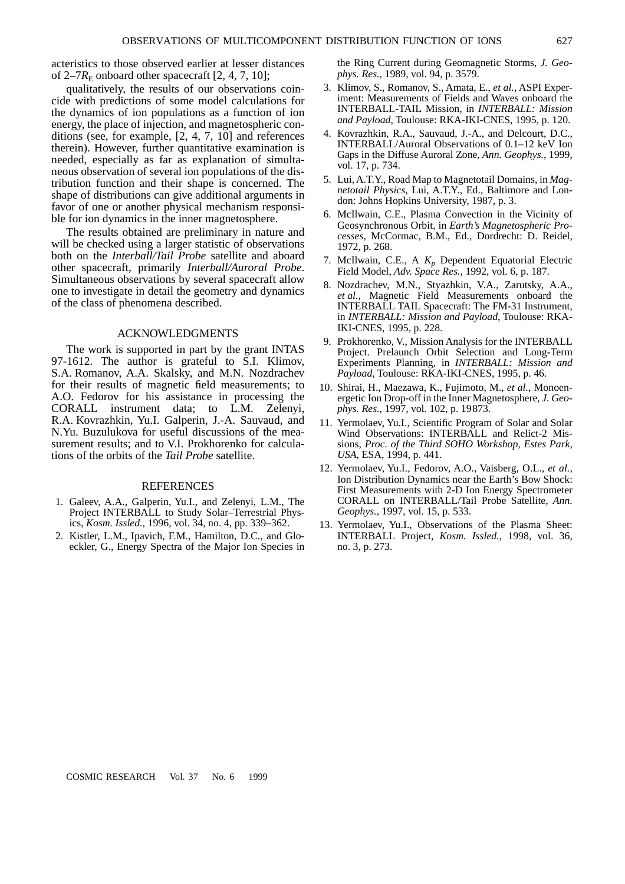acteristics to those observed earlier at lesser distances of 2–7$R_E$ onboard other spacecraft [2, 4, 7, 10];

qualitatively, the results of our observations coincide with predictions of some model calculations for the dynamics of ion populations as a function of ion energy, the place of injection, and magnetospheric conditions (see, for example, [2, 4, 7, 10] and references therein). However, further quantitative examination is needed, especially as far as explanation of simultaneous observation of several ion populations of the distribution function and their shape is concerned. The shape of distributions can give additional arguments in favor of one or another physical mechanism responsible for ion dynamics in the inner magnetosphere.

The results obtained are preliminary in nature and will be checked using a larger statistic of observations both on the *Interball/Tail Probe* satellite and aboard other spacecraft, primarily *Interball/Auroral Probe*. Simultaneous observations by several spacecraft allow one to investigate in detail the geometry and dynamics of the class of phenomena described.

## ACKNOWLEDGMENTS

The work is supported in part by the grant INTAS 97-1612. The author is grateful to S.I. Klimov, S.A. Romanov, A.A. Skalsky, and M.N. Nozdrachev for their results of magnetic field measurements; to A.O. Fedorov for his assistance in processing the CORALL instrument data; to L.M. Zelenyi, R.A. Kovrazhkin, Yu.I. Galperin, J.-A. Sauvaud, and N.Yu. Buzulukova for useful discussions of the measurement results; and to V.I. Prokhorenko for calculations of the orbits of the *Tail Probe* satellite.

## REFERENCES

1. Galeev, A.A., Galperin, Yu.I., and Zelenyi, L.M., The Project INTERBALL to Study Solar–Terrestrial Physics, *Kosm. Issled.*, 1996, vol. 34, no. 4, pp. 339–362.
2. Kistler, L.M., Ipavich, F.M., Hamilton, D.C., and Gloeckler, G., Energy Spectra of the Major Ion Species in the Ring Current during Geomagnetic Storms, *J. Geophys. Res.*, 1989, vol. 94, p. 3579.
3. Klimov, S., Romanov, S., Amata, E., *et al.*, ASPI Experiment: Measurements of Fields and Waves onboard the INTERBALL-TAIL Mission, in *INTERBALL: Mission and Payload*, Toulouse: RKA-IKI-CNES, 1995, p. 120.
4. Kovrazhkin, R.A., Sauvaud, J.-A., and Delcourt, D.C., INTERBALL/Auroral Observations of 0.1–12 keV Ion Gaps in the Diffuse Auroral Zone, *Ann. Geophys.*, 1999, vol. 17, p. 734.
5. Lui, A.T.Y., Road Map to Magnetotail Domains, in *Magnetotail Physics*, Lui, A.T.Y., Ed., Baltimore and London: Johns Hopkins University, 1987, p. 3.
6. McIlwain, C.E., Plasma Convection in the Vicinity of Geosynchronous Orbit, in *Earth's Magnetospheric Processes*, McCormac, B.M., Ed., Dordrecht: D. Reidel, 1972, p. 268.
7. McIlwain, C.E., A $K_p$ Dependent Equatorial Electric Field Model, *Adv. Space Res.*, 1992, vol. 6, p. 187.
8. Nozdrachev, M.N., Styazhkin, V.A., Zarutsky, A.A., *et al.*, Magnetic Field Measurements onboard the INTERBALL TAIL Spacecraft: The FM-31 Instrument, in *INTERBALL: Mission and Payload*, Toulouse: RKA-IKI-CNES, 1995, p. 228.
9. Prokhorenko, V., Mission Analysis for the INTERBALL Project. Prelaunch Orbit Selection and Long-Term Experiments Planning, in *INTERBALL: Mission and Payload*, Toulouse: RKA-IKI-CNES, 1995, p. 46.
10. Shirai, H., Maezawa, K., Fujimoto, M., *et al.*, Monoenergetic Ion Drop-off in the Inner Magnetosphere, *J. Geophys. Res.*, 1997, vol. 102, p. 19873.
11. Yermolaev, Yu.I., Scientific Program of Solar and Solar Wind Observations: INTERBALL and Relict-2 Missions, *Proc. of the Third SOHO Workshop, Estes Park, USA*, ESA, 1994, p. 441.
12. Yermolaev, Yu.I., Fedorov, A.O., Vaisberg, O.L., *et al.*, Ion Distribution Dynamics near the Earth's Bow Shock: First Measurements with 2-D Ion Energy Spectrometer CORALL on INTERBALL/Tail Probe Satellite, *Ann. Geophys.*, 1997, vol. 15, p. 533.
13. Yermolaev, Yu.I., Observations of the Plasma Sheet: INTERBALL Project, *Kosm. Issled.*, 1998, vol. 36, no. 3, p. 273.